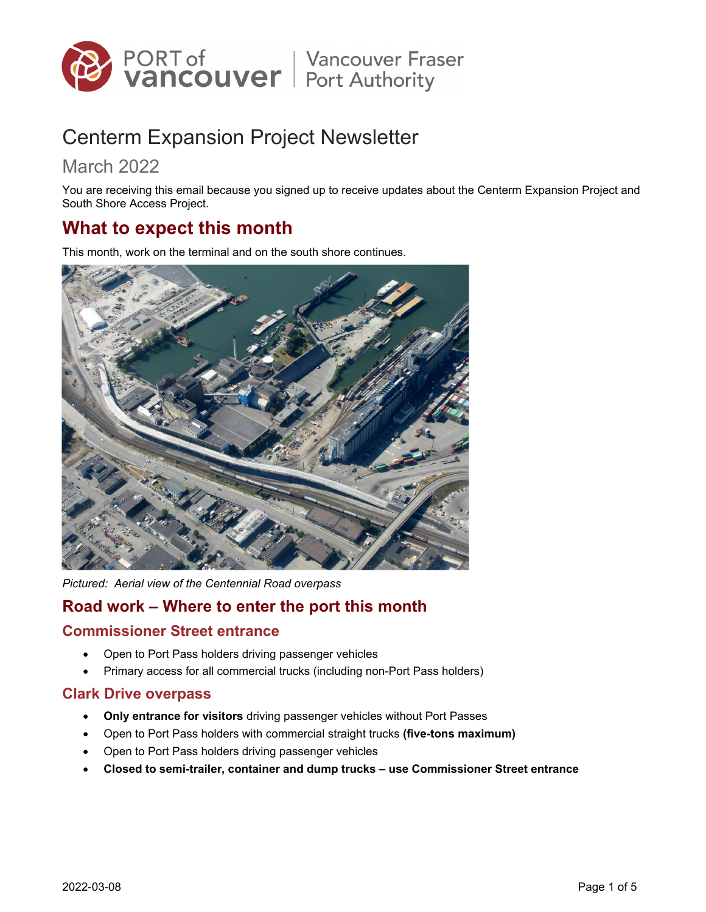PORT of vancouver | Vancouver Fraser Port Authority

# Centerm Expansion Project Newsletter

## March 2022

You are receiving this email because you signed up to receive updates about the Centerm Expansion Project and South Shore Access Project.

## What to expect this month

This month, work on the terminal and on the south shore continues.

*Pictured: Aerial view of the Centennial Road overpass*

## Road work – Where to enter the port this month

### Commissioner Street entrance

- Open to Port Pass holders driving passenger vehicles
- Primary access for all commercial trucks (including non-Port Pass holders)

### Clark Drive overpass

- **Only entrance for visitors** driving passenger vehicles without Port Passes
- Open to Port Pass holders with commercial straight trucks **(five-tons maximum)**
- Open to Port Pass holders driving passenger vehicles
- **Closed to semi-trailer, container and dump trucks – use Commissioner Street entrance**

2022-03-08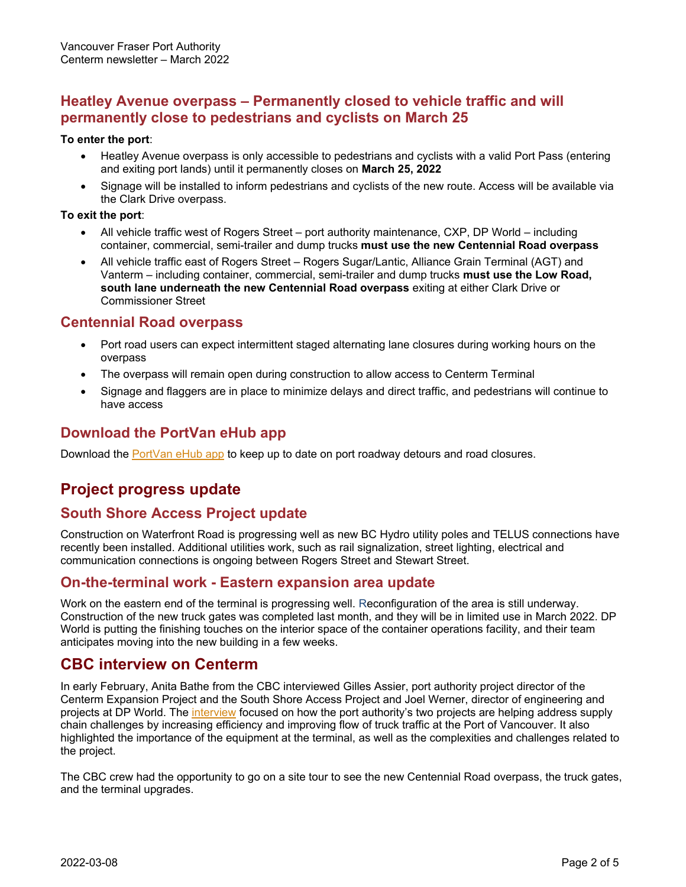## Heatley Avenue overpass – Permanently closed to vehicle traffic and will permanently close to pedestrians and cyclists on March 25

**To enter the port**:

- Heatley Avenue overpass is only accessible to pedestrians and cyclists with a valid Port Pass (entering and exiting port lands) until it permanently closes on **March 25, 2022**
- Signage will be installed to inform pedestrians and cyclists of the new route. Access will be available via the Clark Drive overpass.

**To exit the port**:

- All vehicle traffic west of Rogers Street – port authority maintenance, CXP, DP World – including container, commercial, semi-trailer and dump trucks **must use the new Centennial Road overpass**
- All vehicle traffic east of Rogers Street – Rogers Sugar/Lantic, Alliance Grain Terminal (AGT) and Vanterm – including container, commercial, semi-trailer and dump trucks **must use the Low Road, south lane underneath the new Centennial Road overpass** exiting at either Clark Drive or Commissioner Street

## Centennial Road overpass

- Port road users can expect intermittent staged alternating lane closures during working hours on the overpass
- The overpass will remain open during construction to allow access to Centerm Terminal
- Signage and flaggers are in place to minimize delays and direct traffic, and pedestrians will continue to have access

## Download the PortVan eHub app

Download the PortVan eHub app to keep up to date on port roadway detours and road closures.

# Project progress update

## South Shore Access Project update

Construction on Waterfront Road is progressing well as new BC Hydro utility poles and TELUS connections have recently been installed. Additional utilities work, such as rail signalization, street lighting, electrical and communication connections is ongoing between Rogers Street and Stewart Street.

## On-the-terminal work - Eastern expansion area update

Work on the eastern end of the terminal is progressing well. Reconfiguration of the area is still underway. Construction of the new truck gates was completed last month, and they will be in limited use in March 2022. DP World is putting the finishing touches on the interior space of the container operations facility, and their team anticipates moving into the new building in a few weeks.

# CBC interview on Centerm

In early February, Anita Bathe from the CBC interviewed Gilles Assier, port authority project director of the Centerm Expansion Project and the South Shore Access Project and Joel Werner, director of engineering and projects at DP World. The interview focused on how the port authority's two projects are helping address supply chain challenges by increasing efficiency and improving flow of truck traffic at the Port of Vancouver. It also highlighted the importance of the equipment at the terminal, as well as the complexities and challenges related to the project.

The CBC crew had the opportunity to go on a site tour to see the new Centennial Road overpass, the truck gates, and the terminal upgrades.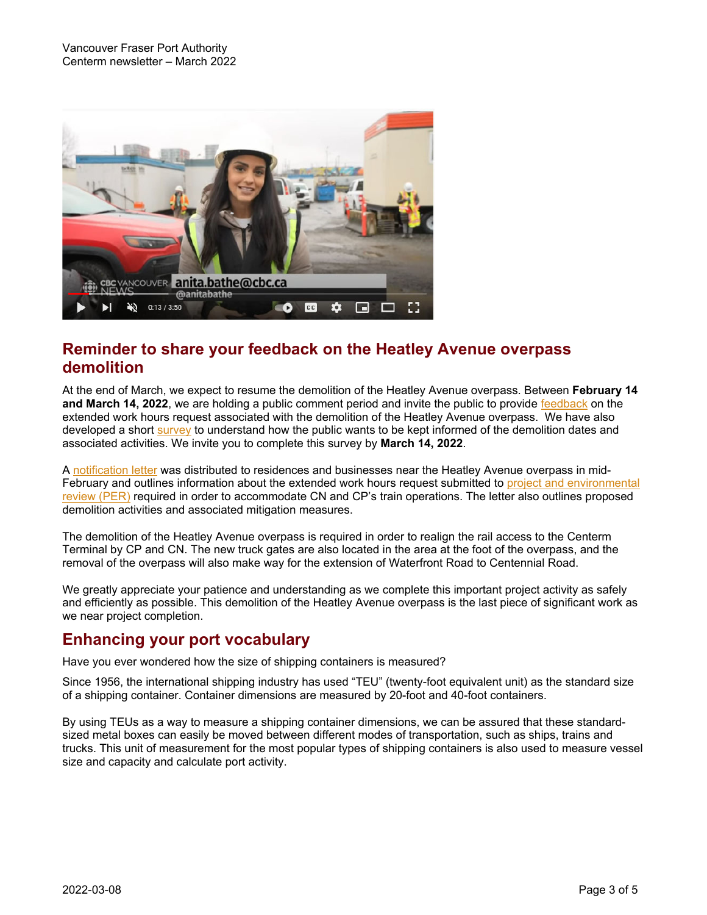## Reminder to share your feedback on the Heatley Avenue overpass demolition

At the end of March, we expect to resume the demolition of the Heatley Avenue overpass. Between **February 14 and March 14, 2022**, we are holding a public comment period and invite the public to provide feedback on the extended work hours request associated with the demolition of the Heatley Avenue overpass. We have also developed a short survey to understand how the public wants to be kept informed of the demolition dates and associated activities. We invite you to complete this survey by **March 14, 2022**.

A notification letter was distributed to residences and businesses near the Heatley Avenue overpass in mid-February and outlines information about the extended work hours request submitted to project and environmental review (PER) required in order to accommodate CN and CP's train operations. The letter also outlines proposed demolition activities and associated mitigation measures.

The demolition of the Heatley Avenue overpass is required in order to realign the rail access to the Centerm Terminal by CP and CN. The new truck gates are also located in the area at the foot of the overpass, and the removal of the overpass will also make way for the extension of Waterfront Road to Centennial Road.

We greatly appreciate your patience and understanding as we complete this important project activity as safely and efficiently as possible. This demolition of the Heatley Avenue overpass is the last piece of significant work as we near project completion.

## Enhancing your port vocabulary

Have you ever wondered how the size of shipping containers is measured?

Since 1956, the international shipping industry has used "TEU" (twenty-foot equivalent unit) as the standard size of a shipping container. Container dimensions are measured by 20-foot and 40-foot containers.

By using TEUs as a way to measure a shipping container dimensions, we can be assured that these standard-sized metal boxes can easily be moved between different modes of transportation, such as ships, trains and trucks. This unit of measurement for the most popular types of shipping containers is also used to measure vessel size and capacity and calculate port activity.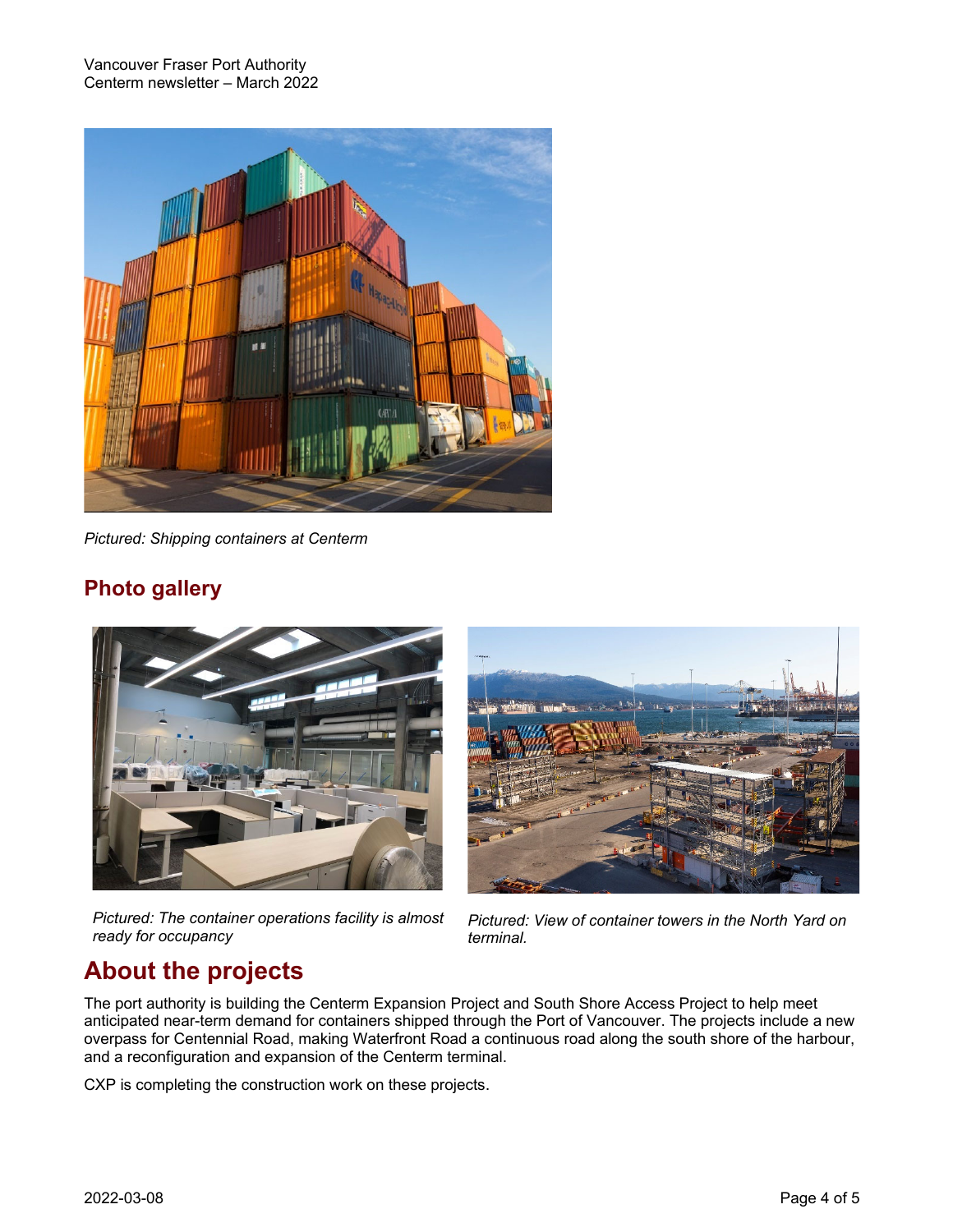*Pictured: Shipping containers at Centerm*

## Photo gallery

*Pictured: The container operations facility is almost ready for occupancy*

*Pictured: View of container towers in the North Yard on terminal.*

# About the projects

The port authority is building the Centerm Expansion Project and South Shore Access Project to help meet anticipated near-term demand for containers shipped through the Port of Vancouver. The projects include a new overpass for Centennial Road, making Waterfront Road a continuous road along the south shore of the harbour, and a reconfiguration and expansion of the Centerm terminal.

CXP is completing the construction work on these projects.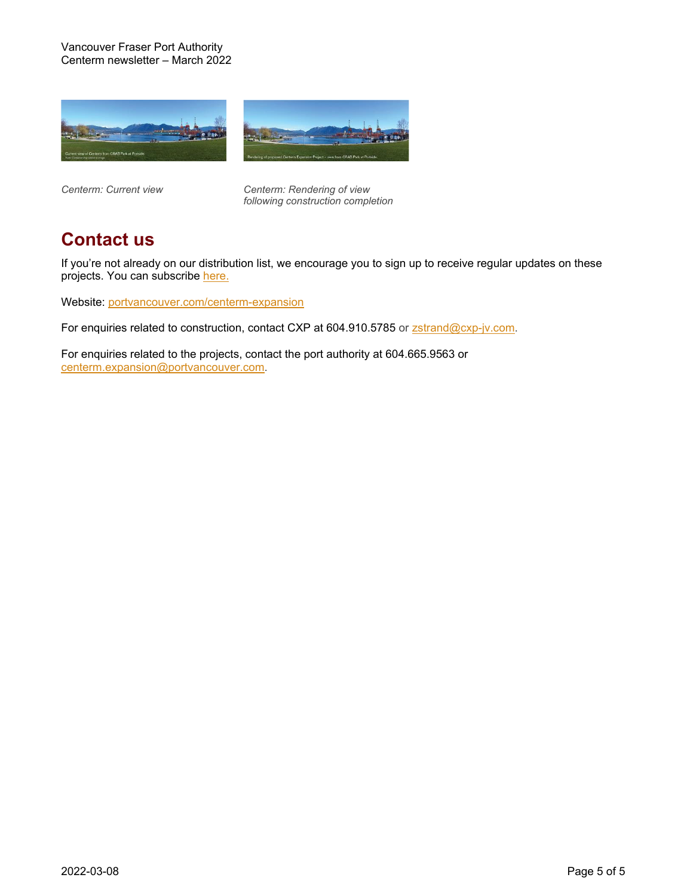*Centerm: Current view*

*Centerm: Rendering of view following construction completion*

## Contact us

If you're not already on our distribution list, we encourage you to sign up to receive regular updates on these projects. You can subscribe here.

Website: portvancouver.com/centerm-expansion

For enquiries related to construction, contact CXP at 604.910.5785 or zstrand@cxp-jv.com.

For enquiries related to the projects, contact the port authority at 604.665.9563 or centerm.expansion@portvancouver.com.